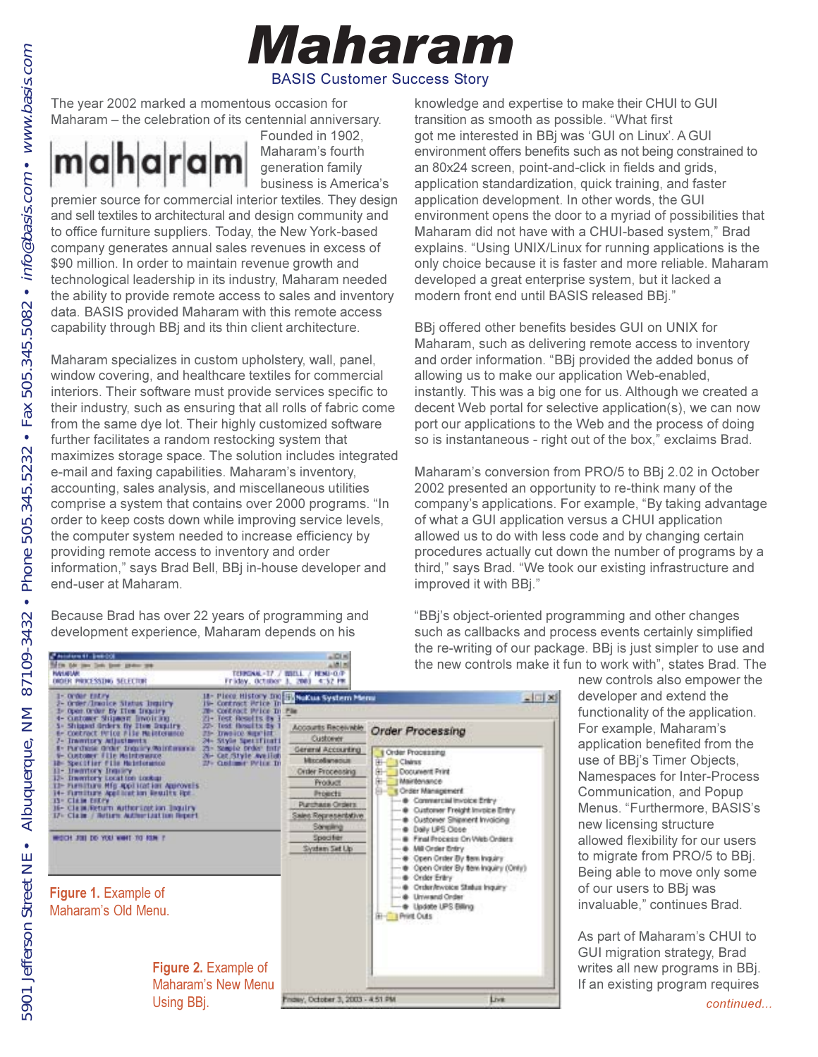# Maharam

## BASIS Customer Success Story

The year 2002 marked a momentous occasion for Maharam – the celebration of its centennial anniversary. Founded in 1902, Maharam's fourth generation family business is America's premier source for commercial interior textiles. They design and sell textiles to architectural and design community and to office furniture suppliers. Today, the New York-based company generates annual sales revenues in excess of $90 million. In order to maintain revenue growth and technological leadership in its industry, Maharam needed the ability to provide remote access to sales and inventory data. BASIS provided Maharam with this remote access capability through BBj and its thin client architecture.

Maharam specializes in custom upholstery, wall, panel, window covering, and healthcare textiles for commercial interiors. Their software must provide services specific to their industry, such as ensuring that all rolls of fabric come from the same dye lot. Their highly customized software further facilitates a random restocking system that maximizes storage space. The solution includes integrated e-mail and faxing capabilities. Maharam's inventory, accounting, sales analysis, and miscellaneous utilities comprise a system that contains over 2000 programs. "In order to keep costs down while improving service levels, the computer system needed to increase efficiency by providing remote access to inventory and order information," says Brad Bell, BBj in-house developer and end-user at Maharam.

Because Brad has over 22 years of programming and development experience, Maharam depends on his knowledge and expertise to make their CHUI to GUI transition as smooth as possible. "What first got me interested in BBj was 'GUI on Linux'. A GUI environment offers benefits such as not being constrained to an 80x24 screen, point-and-click in fields and grids, application standardization, quick training, and faster application development. In other words, the GUI environment opens the door to a myriad of possibilities that Maharam did not have with a CHUI-based system," Brad explains. "Using UNIX/Linux for running applications is the only choice because it is faster and more reliable. Maharam developed a great enterprise system, but it lacked a modern front end until BASIS released BBj."

BBj offered other benefits besides GUI on UNIX for Maharam, such as delivering remote access to inventory and order information. "BBj provided the added bonus of allowing us to make our application Web-enabled, instantly. This was a big one for us. Although we created a decent Web portal for selective application(s), we can now port our applications to the Web and the process of doing so is instantaneous - right out of the box," exclaims Brad.

Maharam's conversion from PRO/5 to BBj 2.02 in October 2002 presented an opportunity to re-think many of the company's applications. For example, "By taking advantage of what a GUI application versus a CHUI application allowed us to do with less code and by changing certain procedures actually cut down the number of programs by a third," says Brad. "We took our existing infrastructure and improved it with BBj."

"BBj's object-oriented programming and other changes such as callbacks and process events certainly simplified the re-writing of our package. BBj is just simpler to use and the new controls make it fun to work with", states Brad. The new controls also empower the developer and extend the functionality of the application. For example, Maharam's application benefited from the use of BBj's Timer Objects, Namespaces for Inter-Process Communication, and Popup Menus. "Furthermore, BASIS's new licensing structure allowed flexibility for our users to migrate from PRO/5 to BBj. Being able to move only some of our users to BBj was invaluable," continues Brad.

As part of Maharam's CHUI to GUI migration strategy, Brad writes all new programs in BBj. If an existing program requires

**Figure 1.** Example of Maharam's Old Menu.

**Figure 2.** Example of Maharam's New Menu Using BBj.

*continued...*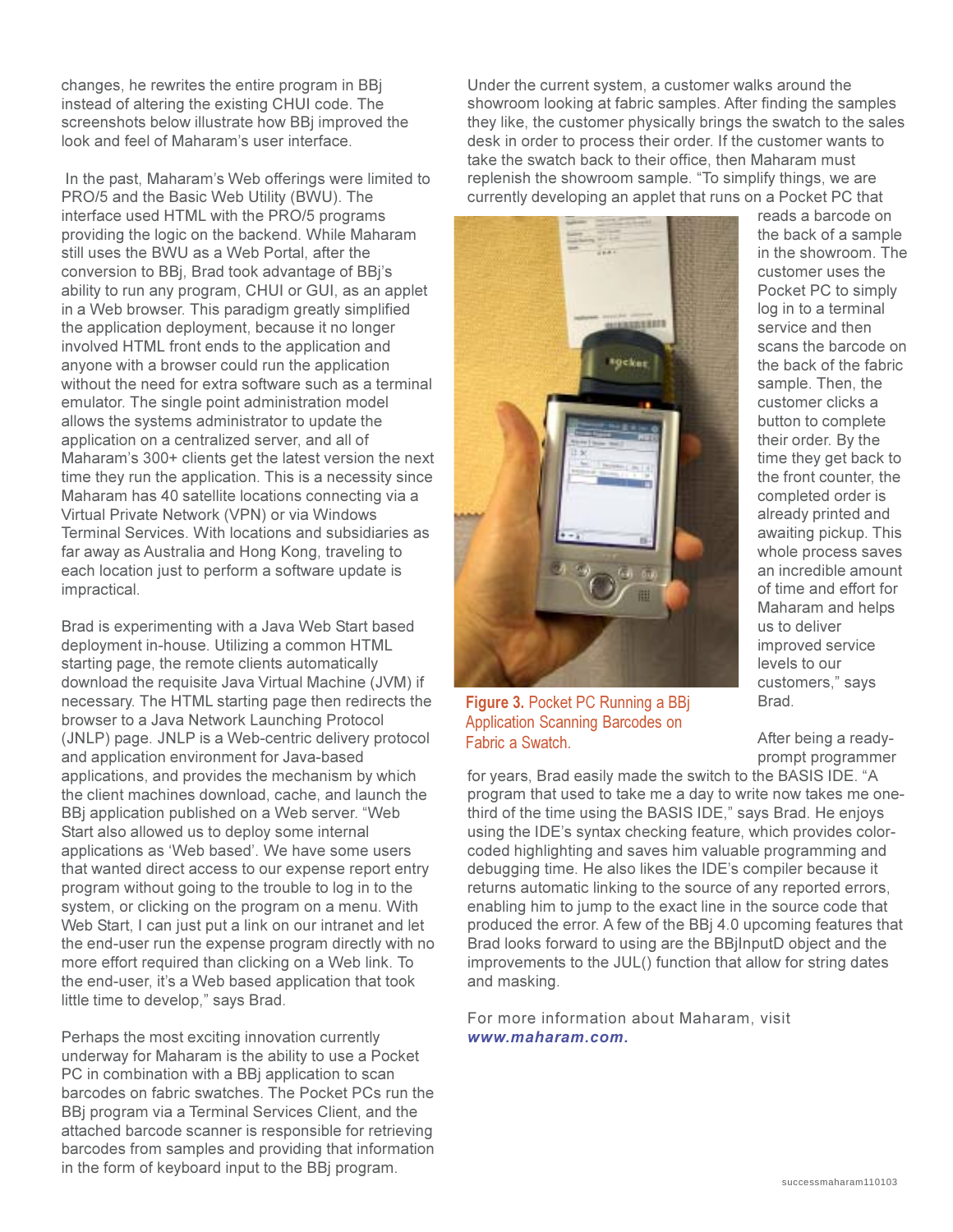changes, he rewrites the entire program in BBj instead of altering the existing CHUI code. The screenshots below illustrate how BBj improved the look and feel of Maharam's user interface.

In the past, Maharam's Web offerings were limited to PRO/5 and the Basic Web Utility (BWU). The interface used HTML with the PRO/5 programs providing the logic on the backend. While Maharam still uses the BWU as a Web Portal, after the conversion to BBj, Brad took advantage of BBj's ability to run any program, CHUI or GUI, as an applet in a Web browser. This paradigm greatly simplified the application deployment, because it no longer involved HTML front ends to the application and anyone with a browser could run the application without the need for extra software such as a terminal emulator. The single point administration model allows the systems administrator to update the application on a centralized server, and all of Maharam's 300+ clients get the latest version the next time they run the application. This is a necessity since Maharam has 40 satellite locations connecting via a Virtual Private Network (VPN) or via Windows Terminal Services. With locations and subsidiaries as far away as Australia and Hong Kong, traveling to each location just to perform a software update is impractical.

Brad is experimenting with a Java Web Start based deployment in-house. Utilizing a common HTML starting page, the remote clients automatically download the requisite Java Virtual Machine (JVM) if necessary. The HTML starting page then redirects the browser to a Java Network Launching Protocol (JNLP) page. JNLP is a Web-centric delivery protocol and application environment for Java-based applications, and provides the mechanism by which the client machines download, cache, and launch the BBj application published on a Web server. "Web Start also allowed us to deploy some internal applications as 'Web based'. We have some users that wanted direct access to our expense report entry program without going to the trouble to log in to the system, or clicking on the program on a menu. With Web Start, I can just put a link on our intranet and let the end-user run the expense program directly with no more effort required than clicking on a Web link. To the end-user, it's a Web based application that took little time to develop," says Brad.

Perhaps the most exciting innovation currently underway for Maharam is the ability to use a Pocket PC in combination with a BBj application to scan barcodes on fabric swatches. The Pocket PCs run the BBj program via a Terminal Services Client, and the attached barcode scanner is responsible for retrieving barcodes from samples and providing that information in the form of keyboard input to the BBj program.

Under the current system, a customer walks around the showroom looking at fabric samples. After finding the samples they like, the customer physically brings the swatch to the sales desk in order to process their order. If the customer wants to take the swatch back to their office, then Maharam must replenish the showroom sample. "To simplify things, we are currently developing an applet that runs on a Pocket PC that reads a barcode on the back of a sample in the showroom. The customer uses the Pocket PC to simply log in to a terminal service and then scans the barcode on the back of the fabric sample. Then, the customer clicks a button to complete their order. By the time they get back to the front counter, the completed order is already printed and awaiting pickup. This whole process saves an incredible amount of time and effort for Maharam and helps us to deliver improved service levels to our customers," says Brad.

Figure 3. Pocket PC Running a BBj Application Scanning Barcodes on Fabric a Swatch.

After being a ready-prompt programmer for years, Brad easily made the switch to the BASIS IDE. "A program that used to take me a day to write now takes me one-third of the time using the BASIS IDE," says Brad. He enjoys using the IDE's syntax checking feature, which provides color-coded highlighting and saves him valuable programming and debugging time. He also likes the IDE's compiler because it returns automatic linking to the source of any reported errors, enabling him to jump to the exact line in the source code that produced the error. A few of the BBj 4.0 upcoming features that Brad looks forward to using are the BBjInputD object and the improvements to the JUL() function that allow for string dates and masking.

For more information about Maharam, visit ***www.maharam.com.***